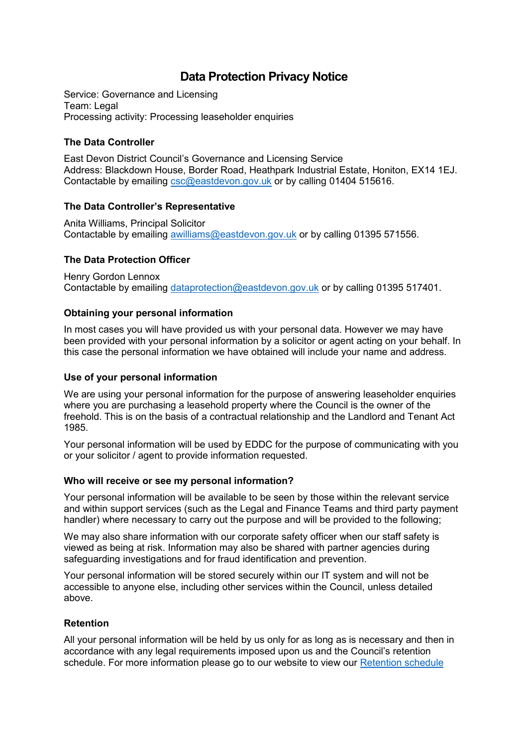# Data Protection Privacy Notice

Service: Governance and Licensing
Team: Legal
Processing activity: Processing leaseholder enquiries

### The Data Controller

East Devon District Council's Governance and Licensing Service
Address: Blackdown House, Border Road, Heathpark Industrial Estate, Honiton, EX14 1EJ.
Contactable by emailing csc@eastdevon.gov.uk or by calling 01404 515616.

### The Data Controller's Representative

Anita Williams, Principal Solicitor
Contactable by emailing awilliams@eastdevon.gov.uk or by calling 01395 571556.

### The Data Protection Officer

Henry Gordon Lennox
Contactable by emailing dataprotection@eastdevon.gov.uk or by calling 01395 517401.

### Obtaining your personal information

In most cases you will have provided us with your personal data. However we may have been provided with your personal information by a solicitor or agent acting on your behalf. In this case the personal information we have obtained will include your name and address.

### Use of your personal information

We are using your personal information for the purpose of answering leaseholder enquiries where you are purchasing a leasehold property where the Council is the owner of the freehold. This is on the basis of a contractual relationship and the Landlord and Tenant Act 1985.

Your personal information will be used by EDDC for the purpose of communicating with you or your solicitor / agent to provide information requested.

### Who will receive or see my personal information?

Your personal information will be available to be seen by those within the relevant service and within support services (such as the Legal and Finance Teams and third party payment handler) where necessary to carry out the purpose and will be provided to the following;

We may also share information with our corporate safety officer when our staff safety is viewed as being at risk. Information may also be shared with partner agencies during safeguarding investigations and for fraud identification and prevention.

Your personal information will be stored securely within our IT system and will not be accessible to anyone else, including other services within the Council, unless detailed above.

### Retention

All your personal information will be held by us only for as long as is necessary and then in accordance with any legal requirements imposed upon us and the Council's retention schedule. For more information please go to our website to view our Retention schedule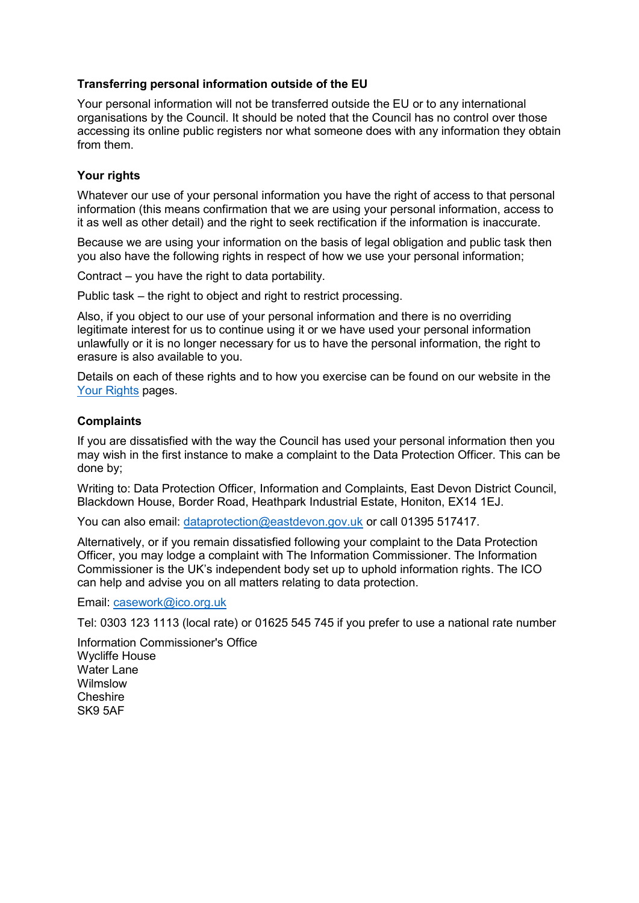### Transferring personal information outside of the EU

Your personal information will not be transferred outside the EU or to any international organisations by the Council. It should be noted that the Council has no control over those accessing its online public registers nor what someone does with any information they obtain from them.

### Your rights

Whatever our use of your personal information you have the right of access to that personal information (this means confirmation that we are using your personal information, access to it as well as other detail) and the right to seek rectification if the information is inaccurate.

Because we are using your information on the basis of legal obligation and public task then you also have the following rights in respect of how we use your personal information;

Contract – you have the right to data portability.

Public task – the right to object and right to restrict processing.

Also, if you object to our use of your personal information and there is no overriding legitimate interest for us to continue using it or we have used your personal information unlawfully or it is no longer necessary for us to have the personal information, the right to erasure is also available to you.

Details on each of these rights and to how you exercise can be found on our website in the [Your Rights] pages.

### Complaints

If you are dissatisfied with the way the Council has used your personal information then you may wish in the first instance to make a complaint to the Data Protection Officer. This can be done by;

Writing to: Data Protection Officer, Information and Complaints, East Devon District Council, Blackdown House, Border Road, Heathpark Industrial Estate, Honiton, EX14 1EJ.

You can also email: dataprotection@eastdevon.gov.uk or call 01395 517417.

Alternatively, or if you remain dissatisfied following your complaint to the Data Protection Officer, you may lodge a complaint with The Information Commissioner. The Information Commissioner is the UK's independent body set up to uphold information rights. The ICO can help and advise you on all matters relating to data protection.

Email: casework@ico.org.uk

Tel: 0303 123 1113 (local rate) or 01625 545 745 if you prefer to use a national rate number

Information Commissioner's Office  
Wycliffe House  
Water Lane  
Wilmslow  
Cheshire  
SK9 5AF